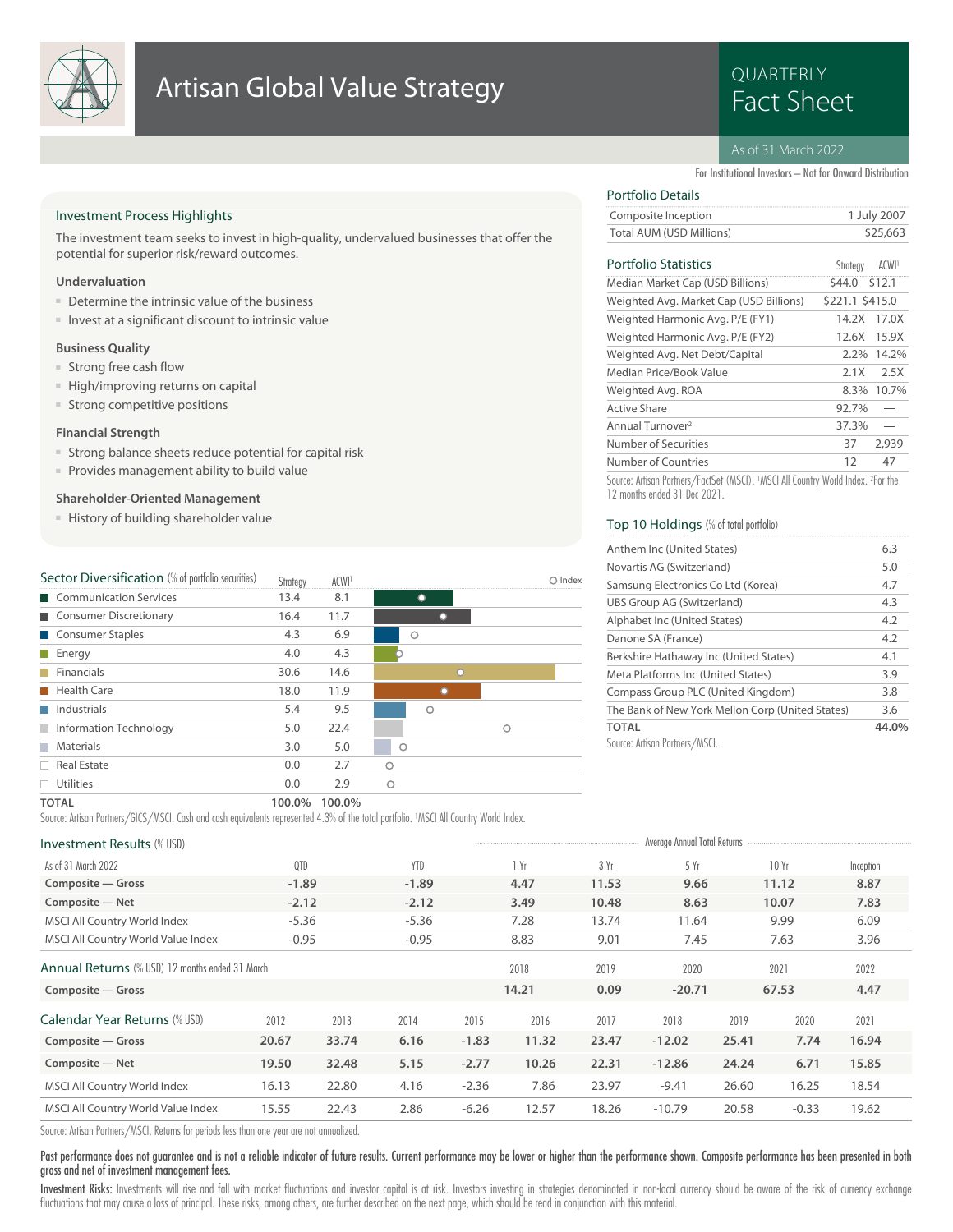# Artisan Global Value Strategy

QUARTERLY
Fact Sheet

As of 31 March 2022

For Institutional Investors – Not for Onward Distribution

## Investment Process Highlights

The investment team seeks to invest in high-quality, undervalued businesses that offer the potential for superior risk/reward outcomes.

### Undervaluation

- Determine the intrinsic value of the business
- Invest at a significant discount to intrinsic value

### Business Quality

- Strong free cash flow
- High/improving returns on capital
- Strong competitive positions

### Financial Strength

- Strong balance sheets reduce potential for capital risk
- Provides management ability to build value

### Shareholder-Oriented Management

- History of building shareholder value

## Portfolio Details

| | |
|---|---|
| Composite Inception | 1 July 2007 |
| Total AUM (USD Millions) | $25,663 |

## Portfolio Statistics

| | Strategy | ACWI[1] |
|---|---|---|
| Median Market Cap (USD Billions) | $44.0 | $12.1 |
| Weighted Avg. Market Cap (USD Billions) | $221.1 | $415.0 |
| Weighted Harmonic Avg. P/E (FY1) | 14.2X | 17.0X |
| Weighted Harmonic Avg. P/E (FY2) | 12.6X | 15.9X |
| Weighted Avg. Net Debt/Capital | 2.2% | 14.2% |
| Median Price/Book Value | 2.1X | 2.5X |
| Weighted Avg. ROA | 8.3% | 10.7% |
| Active Share | 92.7% | — |
| Annual Turnover[2] | 37.3% | — |
| Number of Securities | 37 | 2,939 |
| Number of Countries | 12 | 47 |

Source: Artisan Partners/FactSet (MSCI). [1]MSCI All Country World Index. [2]For the 12 months ended 31 Dec 2021.

## Top 10 Holdings (% of total portfolio)

| | |
|---|---|
| Anthem Inc (United States) | 6.3 |
| Novartis AG (Switzerland) | 5.0 |
| Samsung Electronics Co Ltd (Korea) | 4.7 |
| UBS Group AG (Switzerland) | 4.3 |
| Alphabet Inc (United States) | 4.2 |
| Danone SA (France) | 4.2 |
| Berkshire Hathaway Inc (United States) | 4.1 |
| Meta Platforms Inc (United States) | 3.9 |
| Compass Group PLC (United Kingdom) | 3.8 |
| The Bank of New York Mellon Corp (United States) | 3.6 |
| **TOTAL** | **44.0%** |

Source: Artisan Partners/MSCI.

## Sector Diversification (% of portfolio securities)

| | Strategy | ACWI[1] |
|---|---|---|
| Communication Services | 13.4 | 8.1 |
| Consumer Discretionary | 16.4 | 11.7 |
| Consumer Staples | 4.3 | 6.9 |
| Energy | 4.0 | 4.3 |
| Financials | 30.6 | 14.6 |
| Health Care | 18.0 | 11.9 |
| Industrials | 5.4 | 9.5 |
| Information Technology | 5.0 | 22.4 |
| Materials | 3.0 | 5.0 |
| Real Estate | 0.0 | 2.7 |
| Utilities | 0.0 | 2.9 |
| **TOTAL** | **100.0%** | **100.0%** |

Source: Artisan Partners/GICS/MSCI. Cash and cash equivalents represented 4.3% of the total portfolio. [1]MSCI All Country World Index.

## Investment Results (% USD)

| As of 31 March 2022 | QTD | YTD | 1 Yr | 3 Yr | 5 Yr | 10 Yr | Inception |
|---|---|---|---|---|---|---|---|
| | | | Average Annual Total Returns | | | | |
| **Composite — Gross** | **-1.89** | **-1.89** | **4.47** | **11.53** | **9.66** | **11.12** | **8.87** |
| **Composite — Net** | **-2.12** | **-2.12** | **3.49** | **10.48** | **8.63** | **10.07** | **7.83** |
| MSCI All Country World Index | -5.36 | -5.36 | 7.28 | 13.74 | 11.64 | 9.99 | 6.09 |
| MSCI All Country World Value Index | -0.95 | -0.95 | 8.83 | 9.01 | 7.45 | 7.63 | 3.96 |

## Annual Returns (% USD) 12 months ended 31 March

| | 2018 | 2019 | 2020 | 2021 | 2022 |
|---|---|---|---|---|---|
| **Composite — Gross** | **14.21** | **0.09** | **-20.71** | **67.53** | **4.47** |

## Calendar Year Returns (% USD)

| | 2012 | 2013 | 2014 | 2015 | 2016 | 2017 | 2018 | 2019 | 2020 | 2021 |
|---|---|---|---|---|---|---|---|---|---|---|
| **Composite — Gross** | **20.67** | **33.74** | **6.16** | **-1.83** | **11.32** | **23.47** | **-12.02** | **25.41** | **7.74** | **16.94** |
| **Composite — Net** | **19.50** | **32.48** | **5.15** | **-2.77** | **10.26** | **22.31** | **-12.86** | **24.24** | **6.71** | **15.85** |
| MSCI All Country World Index | 16.13 | 22.80 | 4.16 | -2.36 | 7.86 | 23.97 | -9.41 | 26.60 | 16.25 | 18.54 |
| MSCI All Country World Value Index | 15.55 | 22.43 | 2.86 | -6.26 | 12.57 | 18.26 | -10.79 | 20.58 | -0.33 | 19.62 |

Source: Artisan Partners/MSCI. Returns for periods less than one year are not annualized.

**Past performance does not guarantee and is not a reliable indicator of future results. Current performance may be lower or higher than the performance shown. Composite performance has been presented in both gross and net of investment management fees.**

**Investment Risks:** Investments will rise and fall with market fluctuations and investor capital is at risk. Investors investing in strategies denominated in non-local currency should be aware of the risk of currency exchange fluctuations that may cause a loss of principal. These risks, among others, are further described on the next page, which should be read in conjunction with this material.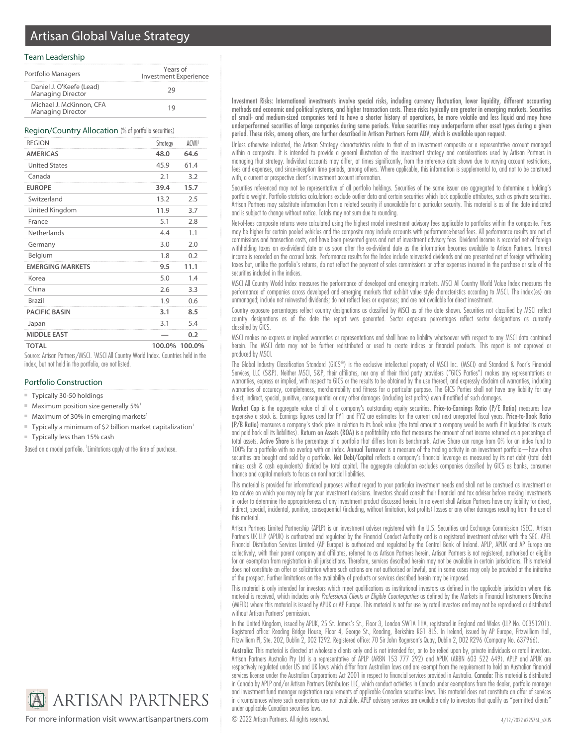# Artisan Global Value Strategy

## Team Leadership

| Portfolio Managers | Years of Investment Experience |
|---|---|
| Daniel J. O'Keefe (Lead) Managing Director | 29 |
| Michael J. McKinnon, CFA Managing Director | 19 |

## Region/Country Allocation (% of portfolio securities)

| REGION | Strategy | ACWI[1] |
|---|---|---|
| **AMERICAS** | **48.0** | **64.6** |
| United States | 45.9 | 61.4 |
| Canada | 2.1 | 3.2 |
| **EUROPE** | **39.4** | **15.7** |
| Switzerland | 13.2 | 2.5 |
| United Kingdom | 11.9 | 3.7 |
| France | 5.1 | 2.8 |
| Netherlands | 4.4 | 1.1 |
| Germany | 3.0 | 2.0 |
| Belgium | 1.8 | 0.2 |
| **EMERGING MARKETS** | **9.5** | **11.1** |
| Korea | 5.0 | 1.4 |
| China | 2.6 | 3.3 |
| Brazil | 1.9 | 0.6 |
| **PACIFIC BASIN** | **3.1** | **8.5** |
| Japan | 3.1 | 5.4 |
| **MIDDLE EAST** | **—** | **0.2** |
| **TOTAL** | **100.0%** | **100.0%** |

Source: Artisan Partners/MSCI. [1]MSCI All Country World Index. Countries held in the index, but not held in the portfolio, are not listed.

## Portfolio Construction

- Typically 30-50 holdings
- Maximum position size generally 5%[1]
- Maximum of 30% in emerging markets[1]
- Typically a minimum of $2 billion market capitalization[1]
- Typically less than 15% cash

Based on a model portfolio. [1]Limitations apply at the time of purchase.

Investment Risks: International investments involve special risks, including currency fluctuation, lower liquidity, different accounting methods and economic and political systems, and higher transaction costs. These risks typically are greater in emerging markets. Securities of small- and medium-sized companies tend to have a shorter history of operations, be more volatile and less liquid and may have underperformed securities of large companies during some periods. Value securities may underperform other asset types during a given period. These risks, among others, are further described in Artisan Partners Form ADV, which is available upon request.

Unless otherwise indicated, the Artisan Strategy characteristics relate to that of an investment composite or a representative account managed within a composite. It is intended to provide a general illustration of the investment strategy and considerations used by Artisan Partners in managing that strategy. Individual accounts may differ, at times significantly, from the reference data shown due to varying account restrictions, fees and expenses, and since-inception time periods, among others. Where applicable, this information is supplemental to, and not to be construed with, a current or prospective client's investment account information.

Securities referenced may not be representative of all portfolio holdings. Securities of the same issuer are aggregated to determine a holding's portfolio weight. Portfolio statistics calculations exclude outlier data and certain securities which lack applicable attributes, such as private securities. Artisan Partners may substitute information from a related security if unavailable for a particular security. This material is as of the date indicated and is subject to change without notice. Totals may not sum due to rounding.

Net-of-fees composite returns were calculated using the highest model investment advisory fees applicable to portfolios within the composite. Fees may be higher for certain pooled vehicles and the composite may include accounts with performance-based fees. All performance results are net of commissions and transaction costs, and have been presented gross and net of investment advisory fees. Dividend income is recorded net of foreign withholding taxes on ex-dividend date or as soon after the ex-dividend date as the information becomes available to Artisan Partners. Interest income is recorded on the accrual basis. Performance results for the Index include reinvested dividends and are presented net of foreign withholding taxes but, unlike the portfolio's returns, do not reflect the payment of sales commissions or other expenses incurred in the purchase or sale of the securities included in the indices.

MSCI All Country World Index measures the performance of developed and emerging markets. MSCI All Country World Value Index measures the performance of companies across developed and emerging markets that exhibit value style characteristics according to MSCI. The index(es) are unmanaged; include net reinvested dividends; do not reflect fees or expenses; and are not available for direct investment.

Country exposure percentages reflect country designations as classified by MSCI as of the date shown. Securities not classified by MSCI reflect country designations as of the date the report was generated. Sector exposure percentages reflect sector designations as currently classified by GICS.

MSCI makes no express or implied warranties or representations and shall have no liability whatsoever with respect to any MSCI data contained herein. The MSCI data may not be further redistributed or used to create indices or financial products. This report is not approved or produced by MSCI.

The Global Industry Classification Standard (GICS®) is the exclusive intellectual property of MSCI Inc. (MSCI) and Standard & Poor's Financial Services, LLC (S&P). Neither MSCI, S&P, their affiliates, nor any of their third party providers ("GICS Parties") makes any representations or warranties, express or implied, with respect to GICS or the results to be obtained by the use thereof, and expressly disclaim all warranties, including warranties of accuracy, completeness, merchantability and fitness for a particular purpose. The GICS Parties shall not have any liability for any direct, indirect, special, punitive, consequential or any other damages (including lost profits) even if notified of such damages.

**Market Cap** is the aggregate value of all of a company's outstanding equity securities. **Price-to-Earnings Ratio (P/E Ratio)** measures how expensive a stock is. Earnings figures used for FY1 and FY2 are estimates for the current and next unreported fiscal years. **Price-to-Book Ratio (P/B Ratio)** measures a company's stock price in relation to its book value (the total amount a company would be worth if it liquidated its assets and paid back all its liabilities). **Return on Assets (ROA)** is a profitability ratio that measures the amount of net income returned as a percentage of total assets. **Active Share** is the percentage of a portfolio that differs from its benchmark. Active Share can range from 0% for an index fund to 100% for a portfolio with no overlap with an index. **Annual Turnover** is a measure of the trading activity in an investment portfolio—how often securities are bought and sold by a portfolio. **Net Debt/Capital** reflects a company's financial leverage as measured by its net debt (total debt minus cash & cash equivalents) divided by total capital. The aggregate calculation excludes companies classified by GICS as banks, consumer finance and capital markets to focus on nonfinancial liabilities.

This material is provided for informational purposes without regard to your particular investment needs and shall not be construed as investment or tax advice on which you may rely for your investment decisions. Investors should consult their financial and tax adviser before making investments in order to determine the appropriateness of any investment product discussed herein. In no event shall Artisan Partners have any liability for direct, indirect, special, incidental, punitive, consequential (including, without limitation, lost profits) losses or any other damages resulting from the use of this material.

Artisan Partners Limited Partnership (APLP) is an investment adviser registered with the U.S. Securities and Exchange Commission (SEC). Artisan Partners UK LLP (APUK) is authorized and regulated by the Financial Conduct Authority and is a registered investment adviser with the SEC. APEL Financial Distribution Services Limited (AP Europe) is authorized and regulated by the Central Bank of Ireland. APLP, APUK and AP Europe are collectively, with their parent company and affiliates, referred to as Artisan Partners herein. Artisan Partners is not registered, authorised or eligible for an exemption from registration in all jurisdictions. Therefore, services described herein may not be available in certain jurisdictions. This material does not constitute an offer or solicitation where such actions are not authorised or lawful, and in some cases may only be provided at the initiative of the prospect. Further limitations on the availability of products or services described herein may be imposed.

This material is only intended for investors which meet qualifications as institutional investors as defined in the applicable jurisdiction where this material is received, which includes only *Professional Clients or Eligible Counterparties* as defined by the Markets in Financial Instruments Directive (MiFID) where this material is issued by APUK or AP Europe. This material is not for use by retail investors and may not be reproduced or distributed without Artisan Partners' permission.

In the United Kingdom, issued by APUK, 25 St. James's St., Floor 3, London SW1A 1HA, registered in England and Wales (LLP No. OC351201). Registered office: Reading Bridge House, Floor 4, George St., Reading, Berkshire RG1 8LS. In Ireland, issued by AP Europe, Fitzwilliam Hall, Fitzwilliam Pl, Ste. 202, Dublin 2, D02 T292. Registered office: 70 Sir John Rogerson's Quay, Dublin 2, D02 R296 (Company No. 637966).

**Australia:** This material is directed at wholesale clients only and is not intended for, or to be relied upon by, private individuals or retail investors. Artisan Partners Australia Pty Ltd is a representative of APLP (ARBN 153 777 292) and APUK (ARBN 603 522 649). APLP and APUK are respectively regulated under US and UK laws which differ from Australian laws and are exempt from the requirement to hold an Australian financial services license under the Australian Corporations Act 2001 in respect to financial services provided in Australia. **Canada:** This material is distributed in Canada by APLP and/or Artisan Partners Distributors LLC, which conduct activities in Canada under exemptions from the dealer, portfolio manager and investment fund manager registration requirements of applicable Canadian securities laws. This material does not constitute an offer of services in circumstances where such exemptions are not available. APLP advisory services are available only to investors that qualify as "permitted clients" under applicable Canadian securities laws.

ARTISAN PARTNERS

For more information visit www.artisanpartners.com

© 2022 Artisan Partners. All rights reserved.

4/12/2022 A22576L_vXUS